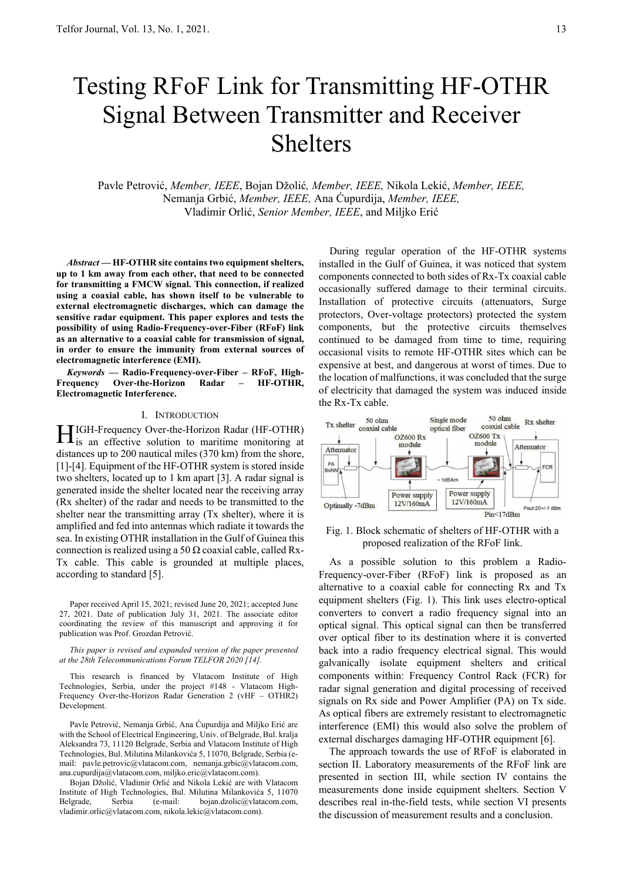# Testing RFoF Link for Transmitting HF-OTHR Signal Between Transmitter and Receiver Shelters

Pavle Petrović, *Member, IEEE*, Bojan Džolić, *Member, IEEE,* Nikola Lekić, *Member, IEEE,* Nemanja Grbić, *Member, IEEE,* Ana Ćupurdija, *Member, IEEE,* Vladimir Orlić, *Senior Member, IEEE*, and Miljko Erić

***Abstract* — HF-OTHR site contains two equipment shelters, up to 1 km away from each other, that need to be connected for transmitting a FMCW signal. This connection, if realized using a coaxial cable, has shown itself to be vulnerable to external electromagnetic discharges, which can damage the sensitive radar equipment. This paper explores and tests the possibility of using Radio-Frequency-over-Fiber (RFoF) link as an alternative to a coaxial cable for transmission of signal, in order to ensure the immunity from external sources of electromagnetic interference (EMI).**

***Keywords* — Radio-Frequency-over-Fiber – RFoF, High-Frequency Over-the-Horizon Radar – HF-OTHR, Electromagnetic Interference.**

## I. Introduction

High-Frequency Over-the-Horizon Radar (HF-OTHR) is an effective solution to maritime monitoring at distances up to 200 nautical miles (370 km) from the shore, [1]-[4]. Equipment of the HF-OTHR system is stored inside two shelters, located up to 1 km apart [3]. A radar signal is generated inside the shelter located near the receiving array (Rx shelter) of the radar and needs to be transmitted to the shelter near the transmitting array (Tx shelter), where it is amplified and fed into antennas which radiate it towards the sea. In existing OTHR installation in the Gulf of Guinea this connection is realized using a 50 Ω coaxial cable, called Rx-Tx cable. This cable is grounded at multiple places, according to standard [5].

Paper received April 15, 2021; revised June 20, 2021; accepted June 27, 2021. Date of publication July 31, 2021. The associate editor coordinating the review of this manuscript and approving it for publication was Prof. Grozdan Petrović.

*This paper is revised and expanded version of the paper presented at the 28th Telecommunications Forum TELFOR 2020 [14].*

This research is financed by Vlatacom Institute of High Technologies, Serbia, under the project #148 - Vlatacom High-Frequency Over-the-Horizon Radar Generation 2 (vHF – OTHR2) Development.

Pavle Petrović, Nemanja Grbić, Ana Ćupurdija and Miljko Erić are with the School of Electrical Engineering, Univ. of Belgrade, Bul. kralja Aleksandra 73, 11120 Belgrade, Serbia and Vlatacom Institute of High Technologies, Bul. Milutina Milankovića 5, 11070, Belgrade, Serbia (e-mail: pavle.petrovic@vlatacom.com, nemanja.grbic@vlatacom.com, ana.cupurdija@vlatacom.com, miljko.eric@vlatacom.com).

Bojan Džolić, Vladimir Orlić and Nikola Lekić are with Vlatacom Institute of High Technologies, Bul. Milutina Milankovića 5, 11070 Belgrade, Serbia (e-mail: bojan.dzolic@vlatacom.com, vladimir.orlic@vlatacom.com, nikola.lekic@vlatacom.com).

During regular operation of the HF-OTHR systems installed in the Gulf of Guinea, it was noticed that system components connected to both sides of Rx-Tx coaxial cable occasionally suffered damage to their terminal circuits. Installation of protective circuits (attenuators, Surge protectors, Over-voltage protectors) protected the system components, but the protective circuits themselves continued to be damaged from time to time, requiring occasional visits to remote HF-OTHR sites which can be expensive at best, and dangerous at worst of times. Due to the location of malfunctions, it was concluded that the surge of electricity that damaged the system was induced inside the Rx-Tx cable.

Fig. 1. Block schematic of shelters of HF-OTHR with a proposed realization of the RFoF link.

As a possible solution to this problem a Radio-Frequency-over-Fiber (RFoF) link is proposed as an alternative to a coaxial cable for connecting Rx and Tx equipment shelters (Fig. 1). This link uses electro-optical converters to convert a radio frequency signal into an optical signal. This optical signal can then be transferred over optical fiber to its destination where it is converted back into a radio frequency electrical signal. This would galvanically isolate equipment shelters and critical components within: Frequency Control Rack (FCR) for radar signal generation and digital processing of received signals on Rx side and Power Amplifier (PA) on Tx side. As optical fibers are extremely resistant to electromagnetic interference (EMI) this would also solve the problem of external discharges damaging HF-OTHR equipment [6].

The approach towards the use of RFoF is elaborated in section II. Laboratory measurements of the RFoF link are presented in section III, while section IV contains the measurements done inside equipment shelters. Section V describes real in-the-field tests, while section VI presents the discussion of measurement results and a conclusion.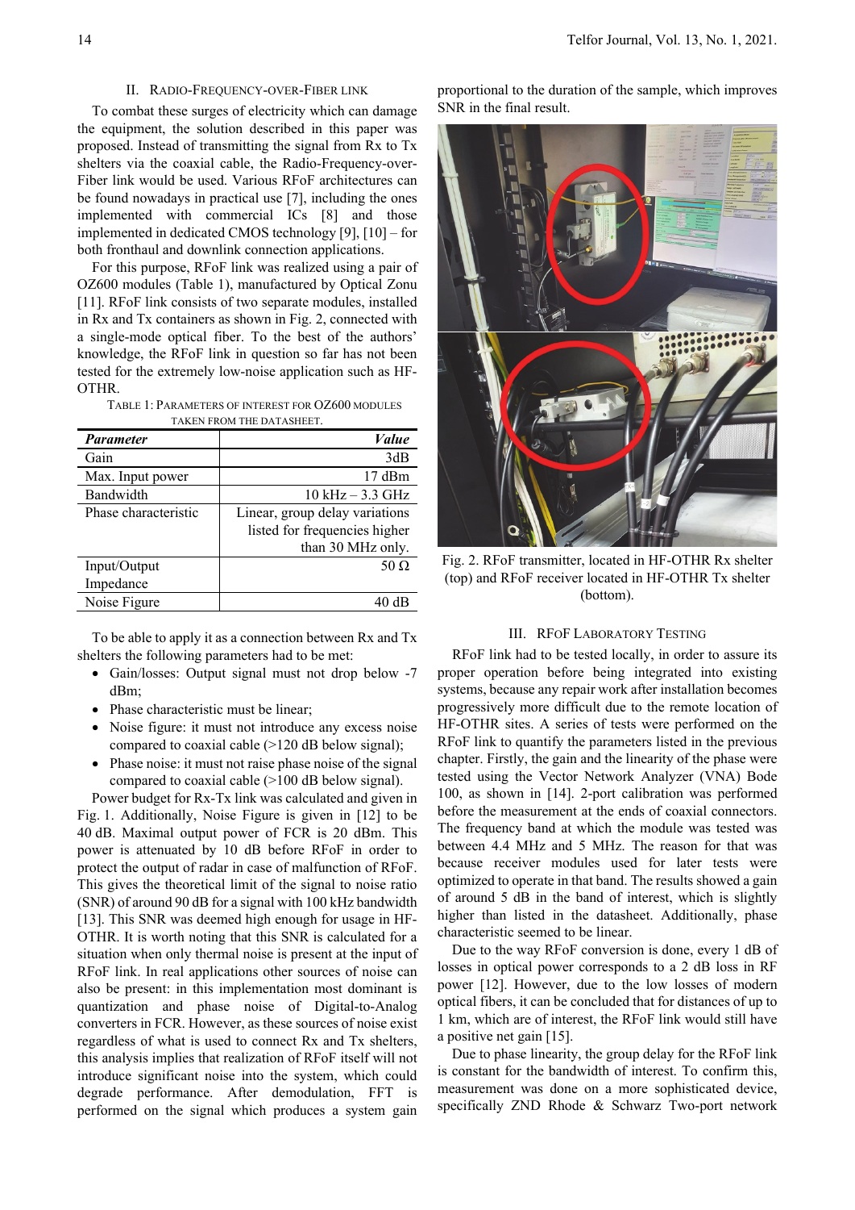## II. Radio-Frequency-over-Fiber Link

To combat these surges of electricity which can damage the equipment, the solution described in this paper was proposed. Instead of transmitting the signal from Rx to Tx shelters via the coaxial cable, the Radio-Frequency-over-Fiber link would be used. Various RFoF architectures can be found nowadays in practical use [7], including the ones implemented with commercial ICs [8] and those implemented in dedicated CMOS technology [9], [10] – for both fronthaul and downlink connection applications.

For this purpose, RFoF link was realized using a pair of OZ600 modules (Table 1), manufactured by Optical Zonu [11]. RFoF link consists of two separate modules, installed in Rx and Tx containers as shown in Fig. 2, connected with a single-mode optical fiber. To the best of the authors' knowledge, the RFoF link in question so far has not been tested for the extremely low-noise application such as HF-OTHR.

Table 1: Parameters of interest for OZ600 modules taken from the datasheet.

| ***Parameter*** | ***Value*** |
|---|---|
| Gain | 3dB |
| Max. Input power | 17 dBm |
| Bandwidth | 10 kHz – 3.3 GHz |
| Phase characteristic | Linear, group delay variations listed for frequencies higher than 30 MHz only. |
| Input/Output Impedance | 50 Ω |
| Noise Figure | 40 dB |

To be able to apply it as a connection between Rx and Tx shelters the following parameters had to be met:

- Gain/losses: Output signal must not drop below -7 dBm;
- Phase characteristic must be linear;
- Noise figure: it must not introduce any excess noise compared to coaxial cable (>120 dB below signal);
- Phase noise: it must not raise phase noise of the signal compared to coaxial cable (>100 dB below signal).

Power budget for Rx-Tx link was calculated and given in Fig. 1. Additionally, Noise Figure is given in [12] to be 40 dB. Maximal output power of FCR is 20 dBm. This power is attenuated by 10 dB before RFoF in order to protect the output of radar in case of malfunction of RFoF. This gives the theoretical limit of the signal to noise ratio (SNR) of around 90 dB for a signal with 100 kHz bandwidth [13]. This SNR was deemed high enough for usage in HF-OTHR. It is worth noting that this SNR is calculated for a situation when only thermal noise is present at the input of RFoF link. In real applications other sources of noise can also be present: in this implementation most dominant is quantization and phase noise of Digital-to-Analog converters in FCR. However, as these sources of noise exist regardless of what is used to connect Rx and Tx shelters, this analysis implies that realization of RFoF itself will not introduce significant noise into the system, which could degrade performance. After demodulation, FFT is performed on the signal which produces a system gain proportional to the duration of the sample, which improves SNR in the final result.

Fig. 2. RFoF transmitter, located in HF-OTHR Rx shelter (top) and RFoF receiver located in HF-OTHR Tx shelter (bottom).

## III. RFoF Laboratory Testing

RFoF link had to be tested locally, in order to assure its proper operation before being integrated into existing systems, because any repair work after installation becomes progressively more difficult due to the remote location of HF-OTHR sites. A series of tests were performed on the RFoF link to quantify the parameters listed in the previous chapter. Firstly, the gain and the linearity of the phase were tested using the Vector Network Analyzer (VNA) Bode 100, as shown in [14]. 2-port calibration was performed before the measurement at the ends of coaxial connectors. The frequency band at which the module was tested was between 4.4 MHz and 5 MHz. The reason for that was because receiver modules used for later tests were optimized to operate in that band. The results showed a gain of around 5 dB in the band of interest, which is slightly higher than listed in the datasheet. Additionally, phase characteristic seemed to be linear.

Due to the way RFoF conversion is done, every 1 dB of losses in optical power corresponds to a 2 dB loss in RF power [12]. However, due to the low losses of modern optical fibers, it can be concluded that for distances of up to 1 km, which are of interest, the RFoF link would still have a positive net gain [15].

Due to phase linearity, the group delay for the RFoF link is constant for the bandwidth of interest. To confirm this, measurement was done on a more sophisticated device, specifically ZND Rhode & Schwarz Two-port network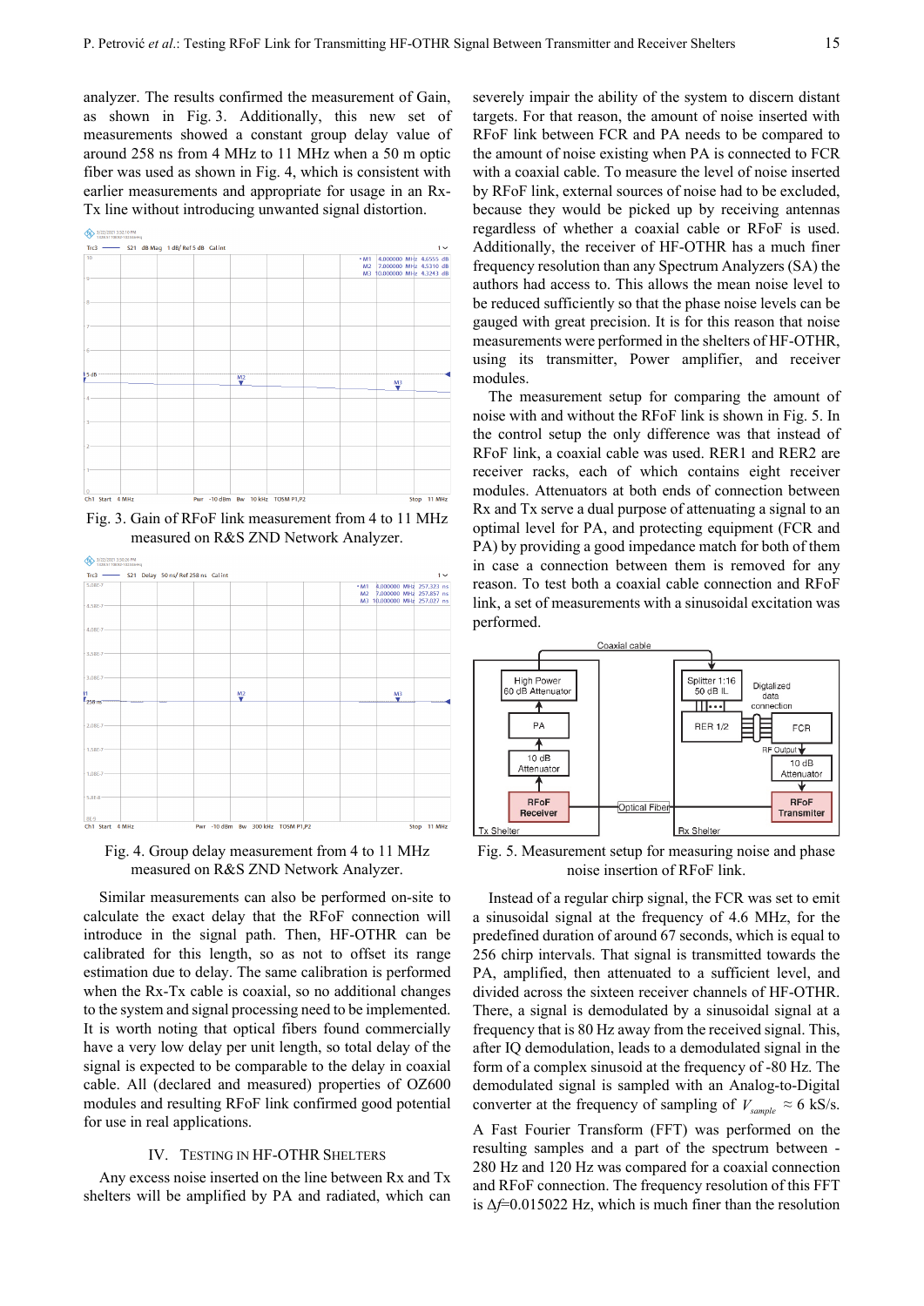analyzer. The results confirmed the measurement of Gain, as shown in Fig. 3. Additionally, this new set of measurements showed a constant group delay value of around 258 ns from 4 MHz to 11 MHz when a 50 m optic fiber was used as shown in Fig. 4, which is consistent with earlier measurements and appropriate for usage in an Rx-Tx line without introducing unwanted signal distortion.

Fig. 3. Gain of RFoF link measurement from 4 to 11 MHz measured on R&S ZND Network Analyzer.

Fig. 4. Group delay measurement from 4 to 11 MHz measured on R&S ZND Network Analyzer.

Similar measurements can also be performed on-site to calculate the exact delay that the RFoF connection will introduce in the signal path. Then, HF-OTHR can be calibrated for this length, so as not to offset its range estimation due to delay. The same calibration is performed when the Rx-Tx cable is coaxial, so no additional changes to the system and signal processing need to be implemented. It is worth noting that optical fibers found commercially have a very low delay per unit length, so total delay of the signal is expected to be comparable to the delay in coaxial cable. All (declared and measured) properties of OZ600 modules and resulting RFoF link confirmed good potential for use in real applications.

## IV. Testing in HF-OTHR Shelters

Any excess noise inserted on the line between Rx and Tx shelters will be amplified by PA and radiated, which can severely impair the ability of the system to discern distant targets. For that reason, the amount of noise inserted with RFoF link between FCR and PA needs to be compared to the amount of noise existing when PA is connected to FCR with a coaxial cable. To measure the level of noise inserted by RFoF link, external sources of noise had to be excluded, because they would be picked up by receiving antennas regardless of whether a coaxial cable or RFoF is used. Additionally, the receiver of HF-OTHR has a much finer frequency resolution than any Spectrum Analyzers (SA) the authors had access to. This allows the mean noise level to be reduced sufficiently so that the phase noise levels can be gauged with great precision. It is for this reason that noise measurements were performed in the shelters of HF-OTHR, using its transmitter, Power amplifier, and receiver modules.

The measurement setup for comparing the amount of noise with and without the RFoF link is shown in Fig. 5. In the control setup the only difference was that instead of RFoF link, a coaxial cable was used. RER1 and RER2 are receiver racks, each of which contains eight receiver modules. Attenuators at both ends of connection between Rx and Tx serve a dual purpose of attenuating a signal to an optimal level for PA, and protecting equipment (FCR and PA) by providing a good impedance match for both of them in case a connection between them is removed for any reason. To test both a coaxial cable connection and RFoF link, a set of measurements with a sinusoidal excitation was performed.

Fig. 5. Measurement setup for measuring noise and phase noise insertion of RFoF link.

Instead of a regular chirp signal, the FCR was set to emit a sinusoidal signal at the frequency of 4.6 MHz, for the predefined duration of around 67 seconds, which is equal to 256 chirp intervals. That signal is transmitted towards the PA, amplified, then attenuated to a sufficient level, and divided across the sixteen receiver channels of HF-OTHR. There, a signal is demodulated by a sinusoidal signal at a frequency that is 80 Hz away from the received signal. This, after IQ demodulation, leads to a demodulated signal in the form of a complex sinusoid at the frequency of -80 Hz. The demodulated signal is sampled with an Analog-to-Digital converter at the frequency of sampling of $V_{sample} \approx 6$ kS/s.

A Fast Fourier Transform (FFT) was performed on the resulting samples and a part of the spectrum between -280 Hz and 120 Hz was compared for a coaxial connection and RFoF connection. The frequency resolution of this FFT is $\Delta f$=0.015022 Hz, which is much finer than the resolution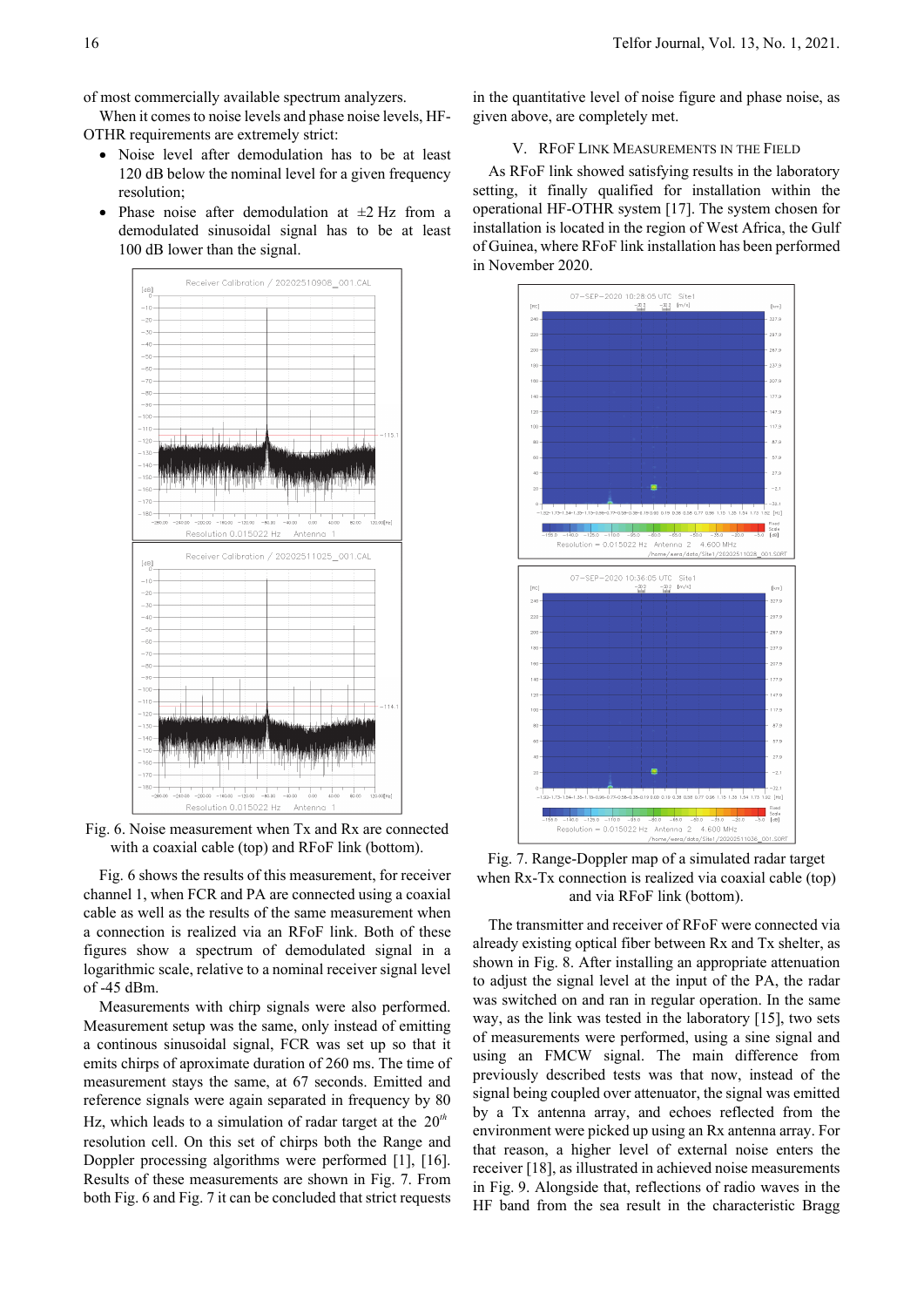of most commercially available spectrum analyzers.

When it comes to noise levels and phase noise levels, HF-OTHR requirements are extremely strict:

- Noise level after demodulation has to be at least 120 dB below the nominal level for a given frequency resolution;
- Phase noise after demodulation at ±2 Hz from a demodulated sinusoidal signal has to be at least 100 dB lower than the signal.

Fig. 6. Noise measurement when Tx and Rx are connected with a coaxial cable (top) and RFoF link (bottom).

Fig. 6 shows the results of this measurement, for receiver channel 1, when FCR and PA are connected using a coaxial cable as well as the results of the same measurement when a connection is realized via an RFoF link. Both of these figures show a spectrum of demodulated signal in a logarithmic scale, relative to a nominal receiver signal level of -45 dBm.

Measurements with chirp signals were also performed. Measurement setup was the same, only instead of emitting a continous sinusoidal signal, FCR was set up so that it emits chirps of aproximate duration of 260 ms. The time of measurement stays the same, at 67 seconds. Emitted and reference signals were again separated in frequency by 80 Hz, which leads to a simulation of radar target at the $20^{th}$ resolution cell. On this set of chirps both the Range and Doppler processing algorithms were performed [1], [16]. Results of these measurements are shown in Fig. 7. From both Fig. 6 and Fig. 7 it can be concluded that strict requests in the quantitative level of noise figure and phase noise, as given above, are completely met.

## V. RFoF Link Measurements in the Field

As RFoF link showed satisfying results in the laboratory setting, it finally qualified for installation within the operational HF-OTHR system [17]. The system chosen for installation is located in the region of West Africa, the Gulf of Guinea, where RFoF link installation has been performed in November 2020.

Fig. 7. Range-Doppler map of a simulated radar target when Rx-Tx connection is realized via coaxial cable (top) and via RFoF link (bottom).

The transmitter and receiver of RFoF were connected via already existing optical fiber between Rx and Tx shelter, as shown in Fig. 8. After installing an appropriate attenuation to adjust the signal level at the input of the PA, the radar was switched on and ran in regular operation. In the same way, as the link was tested in the laboratory [15], two sets of measurements were performed, using a sine signal and using an FMCW signal. The main difference from previously described tests was that, instead of the signal being coupled over attenuator, the signal was emitted by a Tx antenna array, and echoes reflected from the environment were picked up using an Rx antenna array. For that reason, a higher level of external noise enters the receiver [18], as illustrated in achieved noise measurements in Fig. 9. Alongside that, reflections of radio waves in the HF band from the sea result in the characteristic Bragg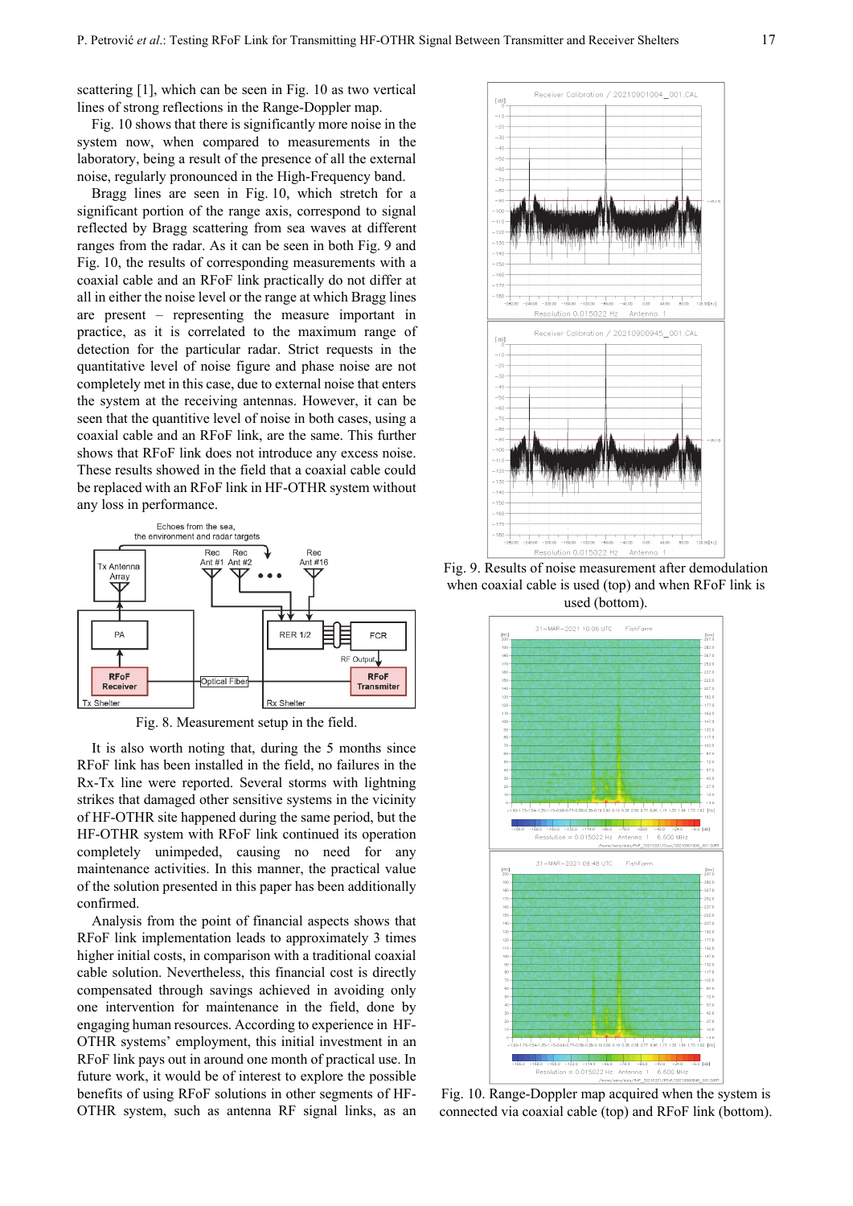scattering [1], which can be seen in Fig. 10 as two vertical lines of strong reflections in the Range-Doppler map.

Fig. 10 shows that there is significantly more noise in the system now, when compared to measurements in the laboratory, being a result of the presence of all the external noise, regularly pronounced in the High-Frequency band.

Bragg lines are seen in Fig. 10, which stretch for a significant portion of the range axis, correspond to signal reflected by Bragg scattering from sea waves at different ranges from the radar. As it can be seen in both Fig. 9 and Fig. 10, the results of corresponding measurements with a coaxial cable and an RFoF link practically do not differ at all in either the noise level or the range at which Bragg lines are present – representing the measure important in practice, as it is correlated to the maximum range of detection for the particular radar. Strict requests in the quantitative level of noise figure and phase noise are not completely met in this case, due to external noise that enters the system at the receiving antennas. However, it can be seen that the quantitive level of noise in both cases, using a coaxial cable and an RFoF link, are the same. This further shows that RFoF link does not introduce any excess noise. These results showed in the field that a coaxial cable could be replaced with an RFoF link in HF-OTHR system without any loss in performance.

Fig. 8. Measurement setup in the field.

It is also worth noting that, during the 5 months since RFoF link has been installed in the field, no failures in the Rx-Tx line were reported. Several storms with lightning strikes that damaged other sensitive systems in the vicinity of HF-OTHR site happened during the same period, but the HF-OTHR system with RFoF link continued its operation completely unimpeded, causing no need for any maintenance activities. In this manner, the practical value of the solution presented in this paper has been additionally confirmed.

Analysis from the point of financial aspects shows that RFoF link implementation leads to approximately 3 times higher initial costs, in comparison with a traditional coaxial cable solution. Nevertheless, this financial cost is directly compensated through savings achieved in avoiding only one intervention for maintenance in the field, done by engaging human resources. According to experience in HF-OTHR systems' employment, this initial investment in an RFoF link pays out in around one month of practical use. In future work, it would be of interest to explore the possible benefits of using RFoF solutions in other segments of HF-OTHR system, such as antenna RF signal links, as an

Fig. 9. Results of noise measurement after demodulation when coaxial cable is used (top) and when RFoF link is used (bottom).

Fig. 10. Range-Doppler map acquired when the system is connected via coaxial cable (top) and RFoF link (bottom).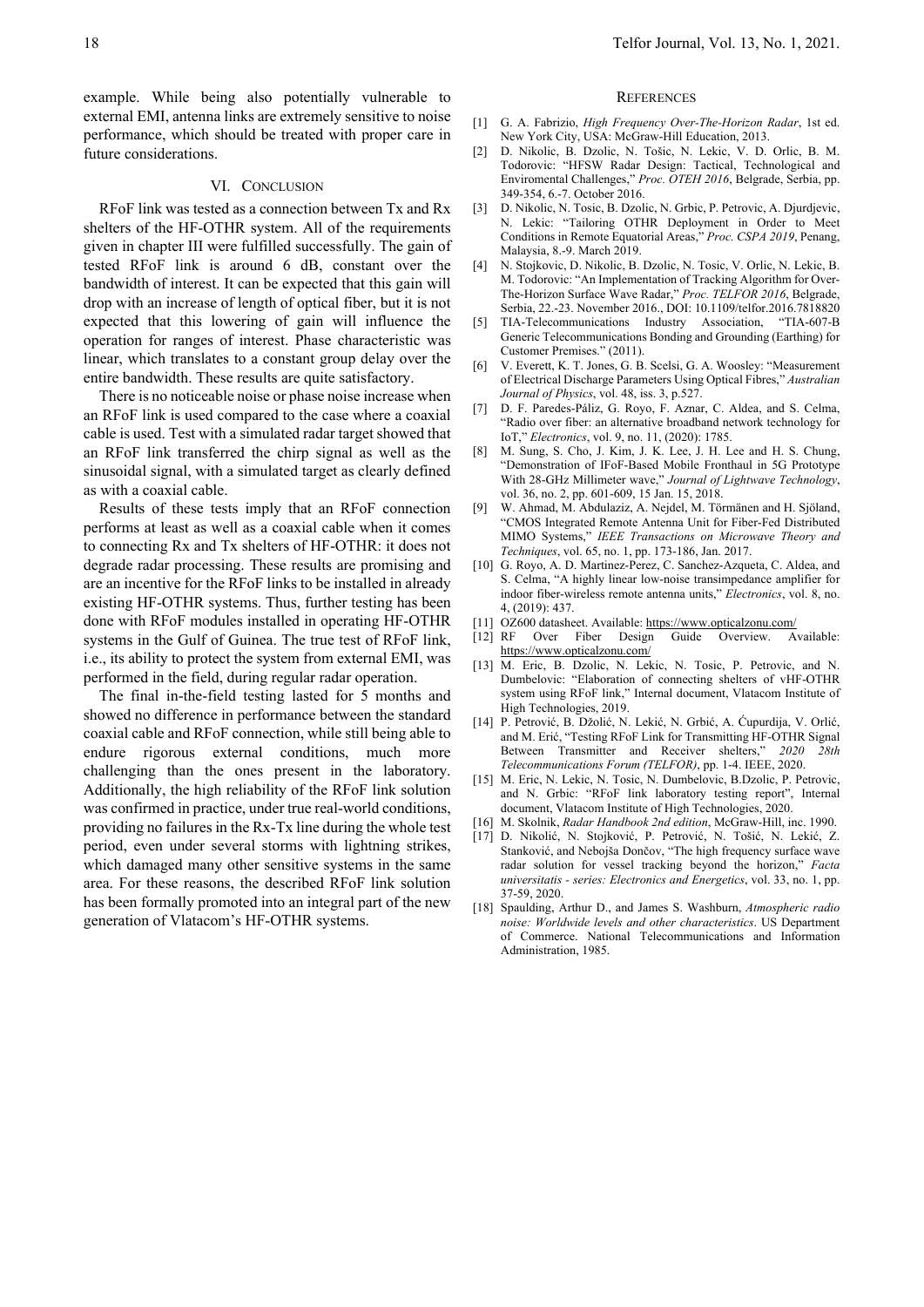example. While being also potentially vulnerable to external EMI, antenna links are extremely sensitive to noise performance, which should be treated with proper care in future considerations.

## VI. Conclusion

RFoF link was tested as a connection between Tx and Rx shelters of the HF-OTHR system. All of the requirements given in chapter III were fulfilled successfully. The gain of tested RFoF link is around 6 dB, constant over the bandwidth of interest. It can be expected that this gain will drop with an increase of length of optical fiber, but it is not expected that this lowering of gain will influence the operation for ranges of interest. Phase characteristic was linear, which translates to a constant group delay over the entire bandwidth. These results are quite satisfactory.

There is no noticeable noise or phase noise increase when an RFoF link is used compared to the case where a coaxial cable is used. Test with a simulated radar target showed that an RFoF link transferred the chirp signal as well as the sinusoidal signal, with a simulated target as clearly defined as with a coaxial cable.

Results of these tests imply that an RFoF connection performs at least as well as a coaxial cable when it comes to connecting Rx and Tx shelters of HF-OTHR: it does not degrade radar processing. These results are promising and are an incentive for the RFoF links to be installed in already existing HF-OTHR systems. Thus, further testing has been done with RFoF modules installed in operating HF-OTHR systems in the Gulf of Guinea. The true test of RFoF link, i.e., its ability to protect the system from external EMI, was performed in the field, during regular radar operation.

The final in-the-field testing lasted for 5 months and showed no difference in performance between the standard coaxial cable and RFoF connection, while still being able to endure rigorous external conditions, much more challenging than the ones present in the laboratory. Additionally, the high reliability of the RFoF link solution was confirmed in practice, under true real-world conditions, providing no failures in the Rx-Tx line during the whole test period, even under several storms with lightning strikes, which damaged many other sensitive systems in the same area. For these reasons, the described RFoF link solution has been formally promoted into an integral part of the new generation of Vlatacom's HF-OTHR systems.

## References

[1] G. A. Fabrizio, *High Frequency Over-The-Horizon Radar*, 1st ed. New York City, USA: McGraw-Hill Education, 2013.

[2] D. Nikolic, B. Dzolic, N. Tošic, N. Lekic, V. D. Orlic, B. M. Todorovic: "HFSW Radar Design: Tactical, Technological and Enviromental Challenges," *Proc. OTEH 2016*, Belgrade, Serbia, pp. 349-354, 6.-7. October 2016.

[3] D. Nikolic, N. Tosic, B. Dzolic, N. Grbic, P. Petrovic, A. Djurdjevic, N. Lekic: "Tailoring OTHR Deployment in Order to Meet Conditions in Remote Equatorial Areas," *Proc. CSPA 2019*, Penang, Malaysia, 8.-9. March 2019.

[4] N. Stojkovic, D. Nikolic, B. Dzolic, N. Tosic, V. Orlic, N. Lekic, B. M. Todorovic: "An Implementation of Tracking Algorithm for Over-The-Horizon Surface Wave Radar," *Proc. TELFOR 2016*, Belgrade, Serbia, 22.-23. November 2016., DOI: 10.1109/telfor.2016.7818820

[5] TIA-Telecommunications Industry Association, "TIA-607-B Generic Telecommunications Bonding and Grounding (Earthing) for Customer Premises." (2011).

[6] V. Everett, K. T. Jones, G. B. Scelsi, G. A. Woosley: "Measurement of Electrical Discharge Parameters Using Optical Fibres," *Australian Journal of Physics*, vol. 48, iss. 3, p.527.

[7] D. F. Paredes-Páliz, G. Royo, F. Aznar, C. Aldea, and S. Celma, "Radio over fiber: an alternative broadband network technology for IoT," *Electronics*, vol. 9, no. 11, (2020): 1785.

[8] M. Sung, S. Cho, J. Kim, J. K. Lee, J. H. Lee and H. S. Chung, "Demonstration of IFoF-Based Mobile Fronthaul in 5G Prototype With 28-GHz Millimeter wave," *Journal of Lightwave Technology*, vol. 36, no. 2, pp. 601-609, 15 Jan. 15, 2018.

[9] W. Ahmad, M. Abdulaziz, A. Nejdel, M. Törmänen and H. Sjöland, "CMOS Integrated Remote Antenna Unit for Fiber-Fed Distributed MIMO Systems," *IEEE Transactions on Microwave Theory and Techniques*, vol. 65, no. 1, pp. 173-186, Jan. 2017.

[10] G. Royo, A. D. Martinez-Perez, C. Sanchez-Azqueta, C. Aldea, and S. Celma, "A highly linear low-noise transimpedance amplifier for indoor fiber-wireless remote antenna units," *Electronics*, vol. 8, no. 4, (2019): 437.

[11] OZ600 datasheet. Available: https://www.opticalzonu.com/

[12] RF Over Fiber Design Guide Overview. Available: https://www.opticalzonu.com/

[13] M. Eric, B. Dzolic, N. Lekic, N. Tosic, P. Petrovic, and N. Dumbelovic: "Elaboration of connecting shelters of vHF-OTHR system using RFoF link," Internal document, Vlatacom Institute of High Technologies, 2019.

[14] P. Petrović, B. Džolić, N. Lekić, N. Grbić, A. Ćupurdija, V. Orlić, and M. Erić, "Testing RFoF Link for Transmitting HF-OTHR Signal Between Transmitter and Receiver shelters," *2020 28th Telecommunications Forum (TELFOR)*, pp. 1-4. IEEE, 2020.

[15] M. Eric, N. Lekic, N. Tosic, N. Dumbelovic, B.Dzolic, P. Petrovic, and N. Grbic: "RFoF link laboratory testing report", Internal document, Vlatacom Institute of High Technologies, 2020.

[16] M. Skolnik, *Radar Handbook 2nd edition*, McGraw-Hill, inc. 1990.

[17] D. Nikolić, N. Stojković, P. Petrović, N. Tošić, N. Lekić, Z. Stanković, and Nebojša Dončov, "The high frequency surface wave radar solution for vessel tracking beyond the horizon," *Facta universitatis - series: Electronics and Energetics*, vol. 33, no. 1, pp. 37-59, 2020.

[18] Spaulding, Arthur D., and James S. Washburn, *Atmospheric radio noise: Worldwide levels and other characteristics*. US Department of Commerce. National Telecommunications and Information Administration, 1985.